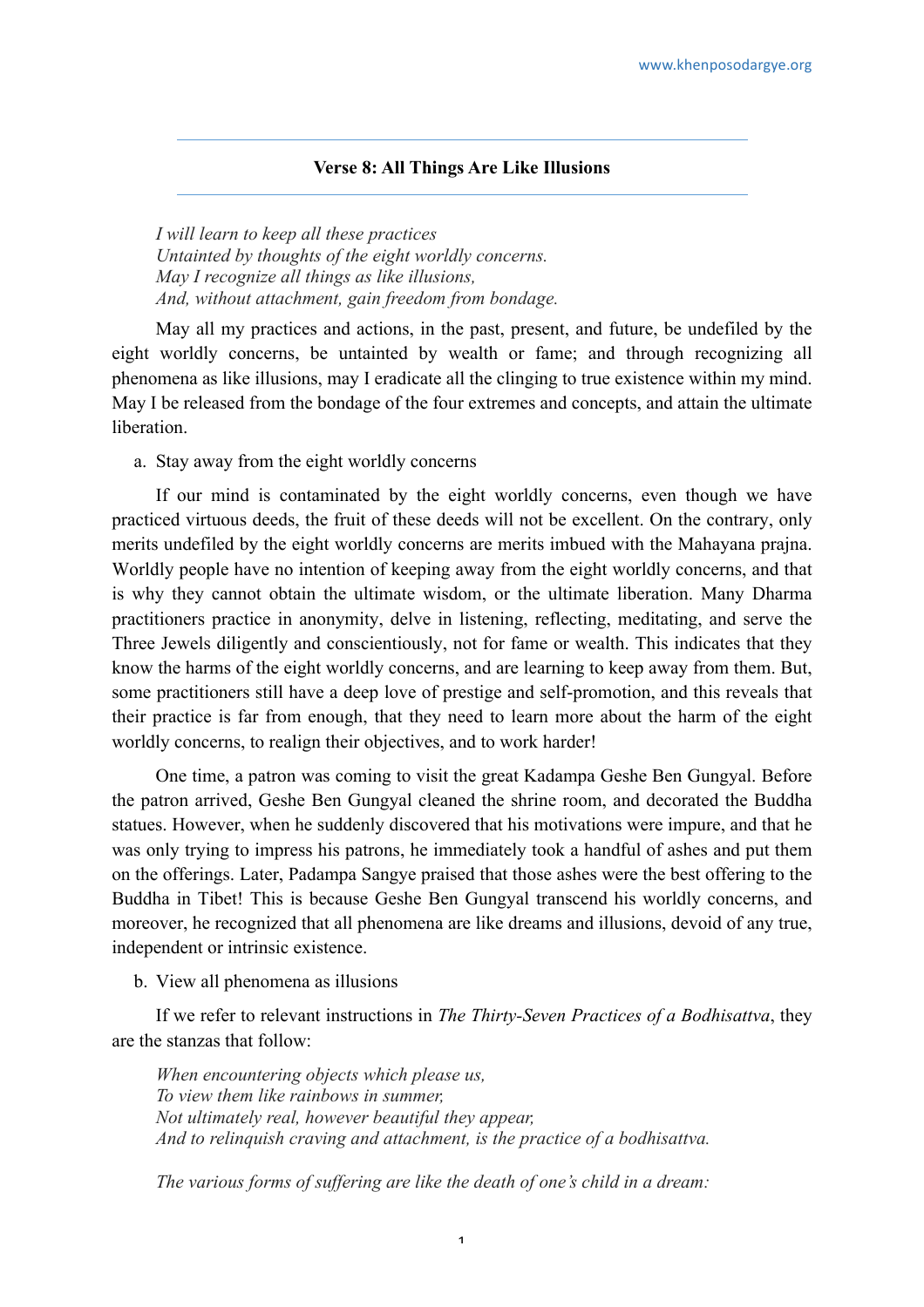## Verse 8: All Things Are Like Illusions

*I will learn to keep all these practices*
*Untainted by thoughts of the eight worldly concerns.*
*May I recognize all things as like illusions,*
*And, without attachment, gain freedom from bondage.*

May all my practices and actions, in the past, present, and future, be undefiled by the eight worldly concerns, be untainted by wealth or fame; and through recognizing all phenomena as like illusions, may I eradicate all the clinging to true existence within my mind. May I be released from the bondage of the four extremes and concepts, and attain the ultimate liberation.

a. Stay away from the eight worldly concerns

If our mind is contaminated by the eight worldly concerns, even though we have practiced virtuous deeds, the fruit of these deeds will not be excellent. On the contrary, only merits undefiled by the eight worldly concerns are merits imbued with the Mahayana prajna. Worldly people have no intention of keeping away from the eight worldly concerns, and that is why they cannot obtain the ultimate wisdom, or the ultimate liberation. Many Dharma practitioners practice in anonymity, delve in listening, reflecting, meditating, and serve the Three Jewels diligently and conscientiously, not for fame or wealth. This indicates that they know the harms of the eight worldly concerns, and are learning to keep away from them. But, some practitioners still have a deep love of prestige and self-promotion, and this reveals that their practice is far from enough, that they need to learn more about the harm of the eight worldly concerns, to realign their objectives, and to work harder!

One time, a patron was coming to visit the great Kadampa Geshe Ben Gungyal. Before the patron arrived, Geshe Ben Gungyal cleaned the shrine room, and decorated the Buddha statues. However, when he suddenly discovered that his motivations were impure, and that he was only trying to impress his patrons, he immediately took a handful of ashes and put them on the offerings. Later, Padampa Sangye praised that those ashes were the best offering to the Buddha in Tibet! This is because Geshe Ben Gungyal transcend his worldly concerns, and moreover, he recognized that all phenomena are like dreams and illusions, devoid of any true, independent or intrinsic existence.

b. View all phenomena as illusions

If we refer to relevant instructions in *The Thirty-Seven Practices of a Bodhisattva*, they are the stanzas that follow:

*When encountering objects which please us,*
*To view them like rainbows in summer,*
*Not ultimately real, however beautiful they appear,*
*And to relinquish craving and attachment, is the practice of a bodhisattva.*

*The various forms of suffering are like the death of one's child in a dream:*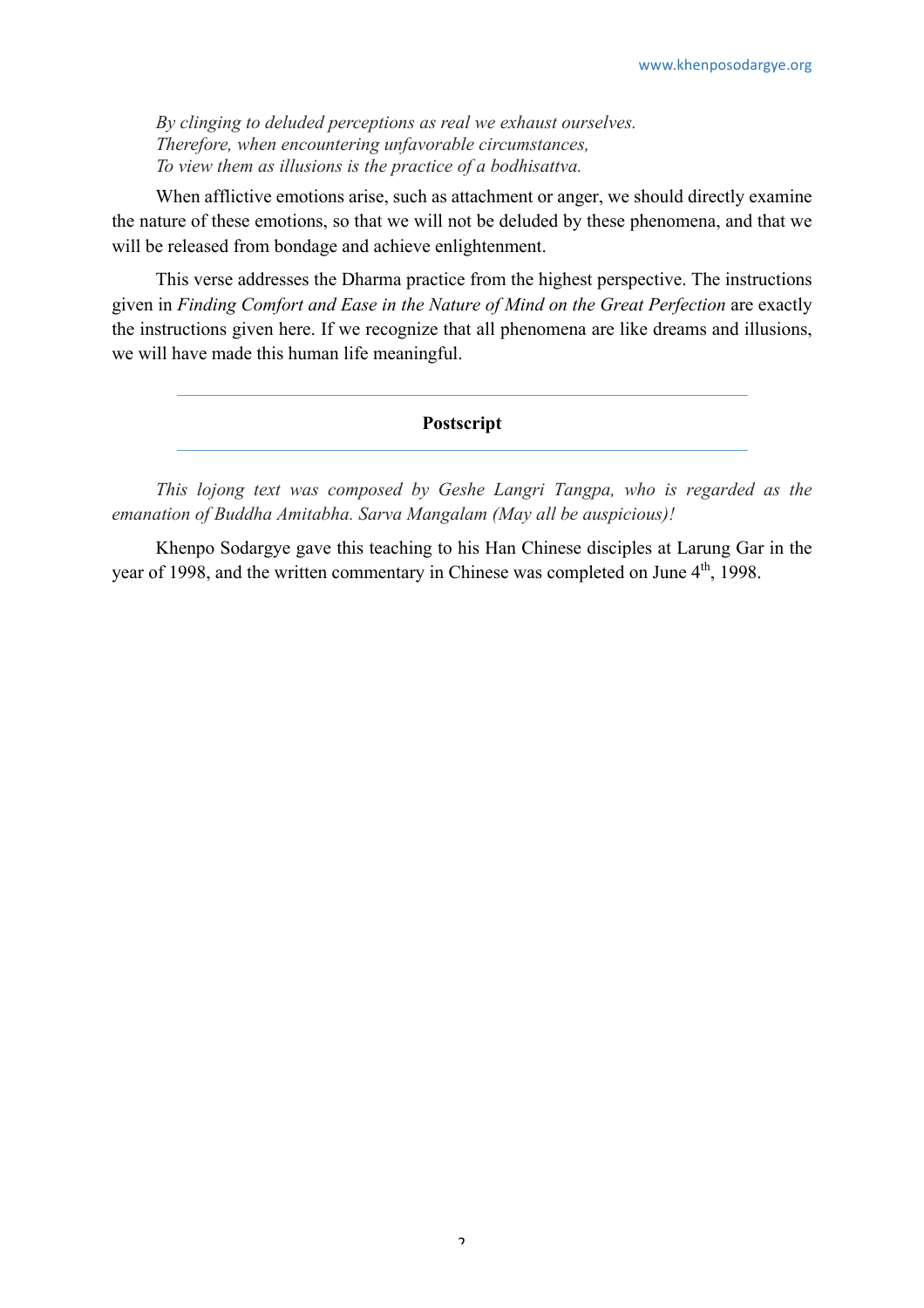*By clinging to deluded perceptions as real we exhaust ourselves.*
*Therefore, when encountering unfavorable circumstances,*
*To view them as illusions is the practice of a bodhisattva.*

When afflictive emotions arise, such as attachment or anger, we should directly examine the nature of these emotions, so that we will not be deluded by these phenomena, and that we will be released from bondage and achieve enlightenment.

This verse addresses the Dharma practice from the highest perspective. The instructions given in *Finding Comfort and Ease in the Nature of Mind on the Great Perfection* are exactly the instructions given here. If we recognize that all phenomena are like dreams and illusions, we will have made this human life meaningful.

---

**Postscript**

---

*This lojong text was composed by Geshe Langri Tangpa, who is regarded as the emanation of Buddha Amitabha. Sarva Mangalam (May all be auspicious)!*

Khenpo Sodargye gave this teaching to his Han Chinese disciples at Larung Gar in the year of 1998, and the written commentary in Chinese was completed on June 4th, 1998.